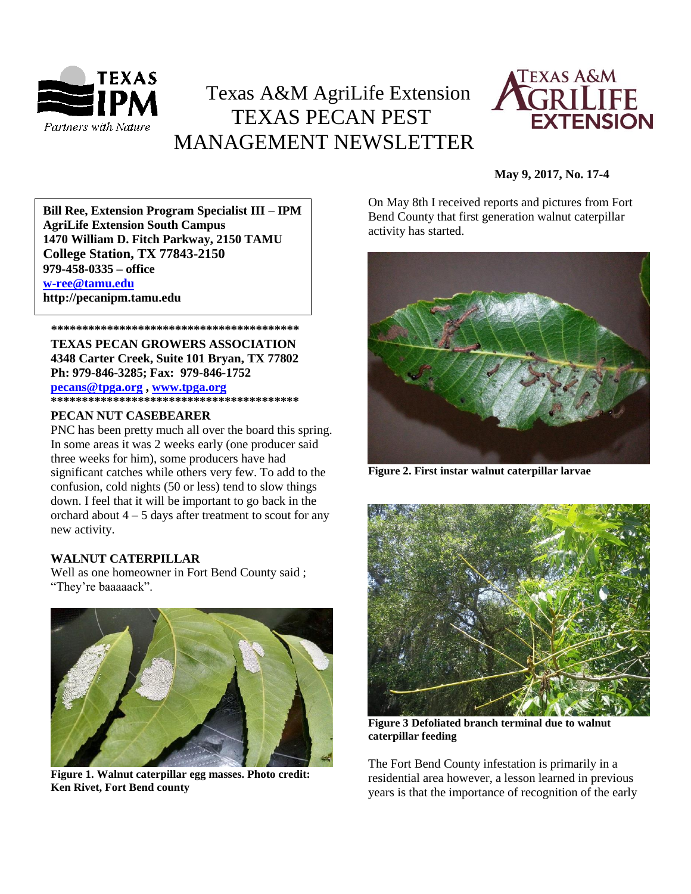# Texas A&M AgriLife Extension TEXAS PECAN PEST MANAGEMENT NEWSLETTER

**May 9, 2017, No. 17-4**

**Bill Ree, Extension Program Specialist III – IPM**
**AgriLife Extension South Campus**
**1470 William D. Fitch Parkway, 2150 TAMU**
**College Station, TX 77843-2150**
**979-458-0335 – office**
**w-ree@tamu.edu**
**http://pecanipm.tamu.edu**

\*\*\*\*\*\*\*\*\*\*\*\*\*\*\*\*\*\*\*\*\*\*\*\*\*\*\*\*\*\*\*\*\*\*\*\*\*\*\*\*

**TEXAS PECAN GROWERS ASSOCIATION**
**4348 Carter Creek, Suite 101 Bryan, TX 77802**
**Ph: 979-846-3285; Fax: 979-846-1752**
**pecans@tpga.org , www.tpga.org**

\*\*\*\*\*\*\*\*\*\*\*\*\*\*\*\*\*\*\*\*\*\*\*\*\*\*\*\*\*\*\*\*\*\*\*\*\*\*\*\*

### PECAN NUT CASEBEARER

PNC has been pretty much all over the board this spring. In some areas it was 2 weeks early (one producer said three weeks for him), some producers have had significant catches while others very few. To add to the confusion, cold nights (50 or less) tend to slow things down. I feel that it will be important to go back in the orchard about 4 – 5 days after treatment to scout for any new activity.

### WALNUT CATERPILLAR

Well as one homeowner in Fort Bend County said ; "They're baaaaack".

**Figure 1. Walnut caterpillar egg masses. Photo credit: Ken Rivet, Fort Bend county**

On May 8th I received reports and pictures from Fort Bend County that first generation walnut caterpillar activity has started.

**Figure 2. First instar walnut caterpillar larvae**

**Figure 3 Defoliated branch terminal due to walnut caterpillar feeding**

The Fort Bend County infestation is primarily in a residential area however, a lesson learned in previous years is that the importance of recognition of the early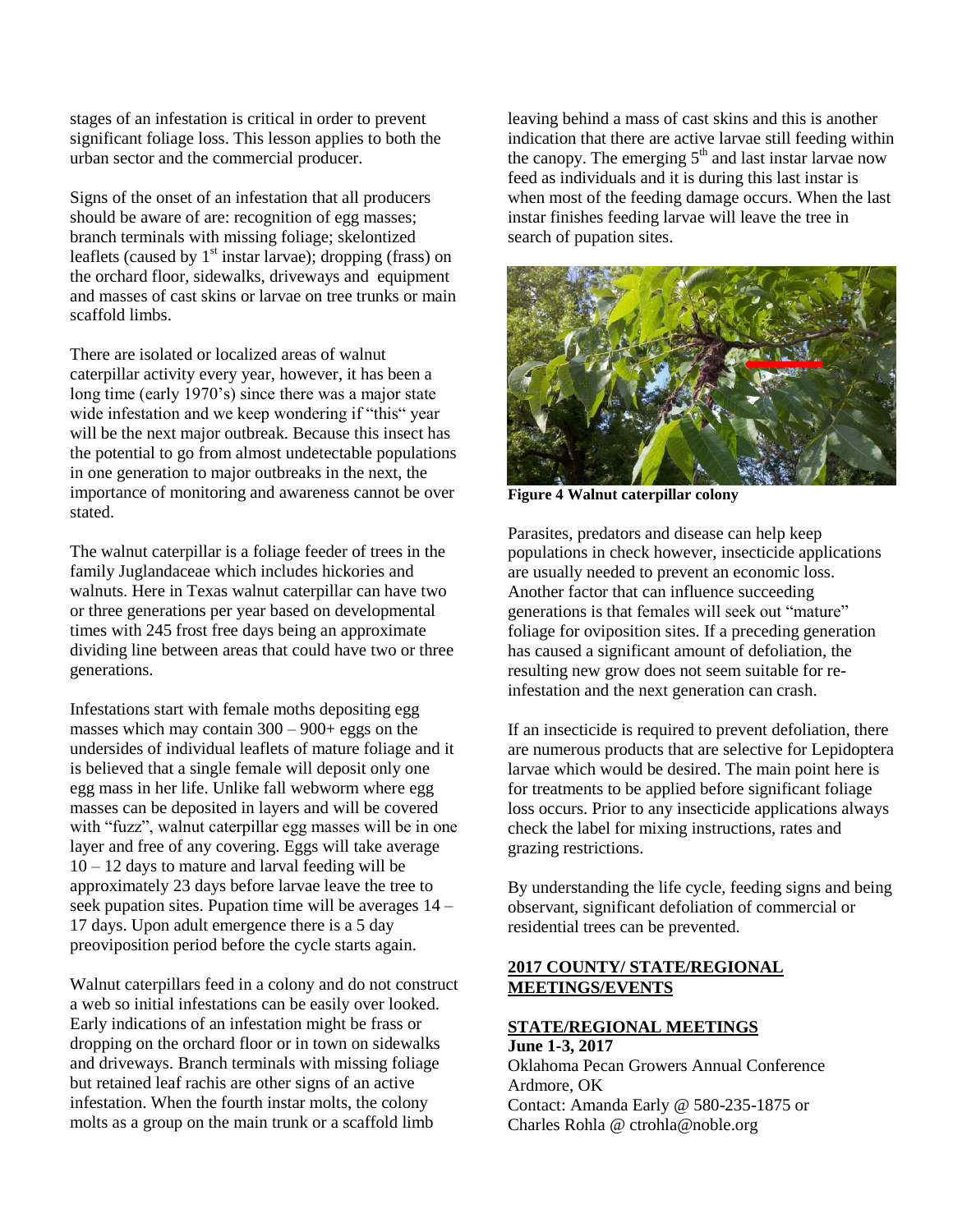stages of an infestation is critical in order to prevent significant foliage loss. This lesson applies to both the urban sector and the commercial producer.

Signs of the onset of an infestation that all producers should be aware of are: recognition of egg masses; branch terminals with missing foliage; skelontized leaflets (caused by 1st instar larvae); dropping (frass) on the orchard floor, sidewalks, driveways and equipment and masses of cast skins or larvae on tree trunks or main scaffold limbs.

There are isolated or localized areas of walnut caterpillar activity every year, however, it has been a long time (early 1970's) since there was a major state wide infestation and we keep wondering if "this" year will be the next major outbreak. Because this insect has the potential to go from almost undetectable populations in one generation to major outbreaks in the next, the importance of monitoring and awareness cannot be over stated.

The walnut caterpillar is a foliage feeder of trees in the family Juglandaceae which includes hickories and walnuts. Here in Texas walnut caterpillar can have two or three generations per year based on developmental times with 245 frost free days being an approximate dividing line between areas that could have two or three generations.

Infestations start with female moths depositing egg masses which may contain 300 – 900+ eggs on the undersides of individual leaflets of mature foliage and it is believed that a single female will deposit only one egg mass in her life. Unlike fall webworm where egg masses can be deposited in layers and will be covered with "fuzz", walnut caterpillar egg masses will be in one layer and free of any covering. Eggs will take average 10 – 12 days to mature and larval feeding will be approximately 23 days before larvae leave the tree to seek pupation sites. Pupation time will be averages 14 – 17 days. Upon adult emergence there is a 5 day preoviposition period before the cycle starts again.

Walnut caterpillars feed in a colony and do not construct a web so initial infestations can be easily over looked. Early indications of an infestation might be frass or dropping on the orchard floor or in town on sidewalks and driveways. Branch terminals with missing foliage but retained leaf rachis are other signs of an active infestation. When the fourth instar molts, the colony molts as a group on the main trunk or a scaffold limb leaving behind a mass of cast skins and this is another indication that there are active larvae still feeding within the canopy. The emerging 5th and last instar larvae now feed as individuals and it is during this last instar is when most of the feeding damage occurs. When the last instar finishes feeding larvae will leave the tree in search of pupation sites.

**Figure 4 Walnut caterpillar colony**

Parasites, predators and disease can help keep populations in check however, insecticide applications are usually needed to prevent an economic loss. Another factor that can influence succeeding generations is that females will seek out "mature" foliage for oviposition sites. If a preceding generation has caused a significant amount of defoliation, the resulting new grow does not seem suitable for re-infestation and the next generation can crash.

If an insecticide is required to prevent defoliation, there are numerous products that are selective for Lepidoptera larvae which would be desired. The main point here is for treatments to be applied before significant foliage loss occurs. Prior to any insecticide applications always check the label for mixing instructions, rates and grazing restrictions.

By understanding the life cycle, feeding signs and being observant, significant defoliation of commercial or residential trees can be prevented.

## 2017 COUNTY/ STATE/REGIONAL MEETINGS/EVENTS

### STATE/REGIONAL MEETINGS

**June 1-3, 2017**
Oklahoma Pecan Growers Annual Conference
Ardmore, OK
Contact: Amanda Early @ 580-235-1875 or
Charles Rohla @ ctrohla@noble.org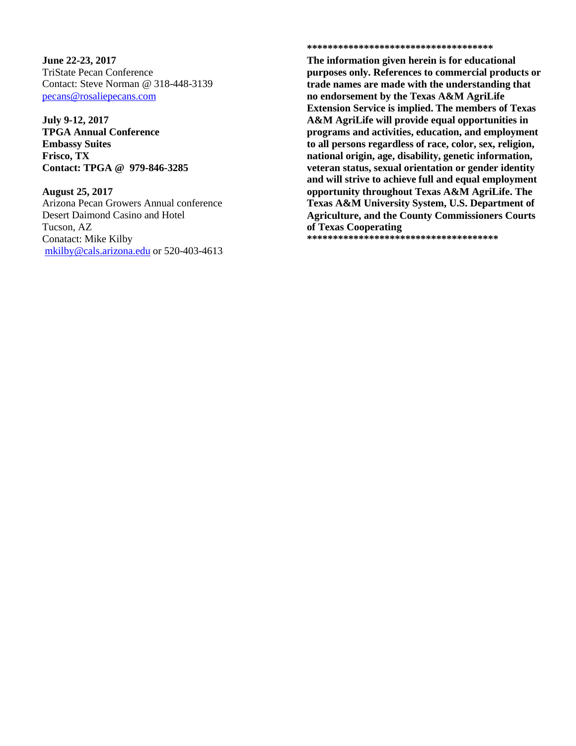**June 22-23, 2017**
TriState Pecan Conference
Contact: Steve Norman @ 318-448-3139
pecans@rosaliepecans.com

**July 9-12, 2017**
**TPGA Annual Conference**
**Embassy Suites**
**Frisco, TX**
**Contact: TPGA @ 979-846-3285**

**August 25, 2017**
Arizona Pecan Growers Annual conference
Desert Daimond Casino and Hotel
Tucson, AZ
Conatact: Mike Kilby
mkilby@cals.arizona.edu or 520-403-4613

**************************************

**The information given herein is for educational purposes only. References to commercial products or trade names are made with the understanding that no endorsement by the Texas A&M AgriLife Extension Service is implied. The members of Texas A&M AgriLife will provide equal opportunities in programs and activities, education, and employment to all persons regardless of race, color, sex, religion, national origin, age, disability, genetic information, veteran status, sexual orientation or gender identity and will strive to achieve full and equal employment opportunity throughout Texas A&M AgriLife. The Texas A&M University System, U.S. Department of Agriculture, and the County Commissioners Courts of Texas Cooperating**

**************************************